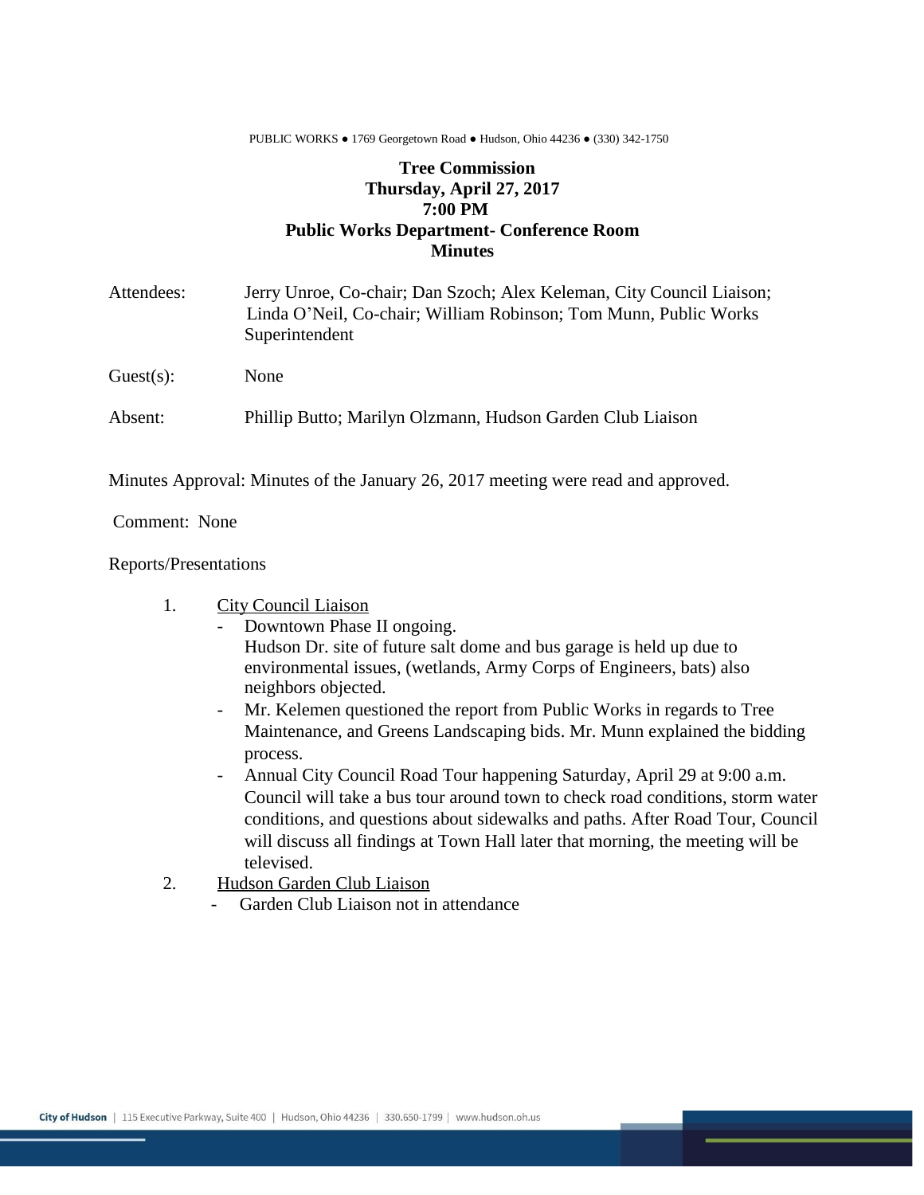PUBLIC WORKS ● 1769 Georgetown Road ● Hudson, Ohio 44236 ● (330) 342-1750

**Tree Commission**
**Thursday, April 27, 2017**
**7:00 PM**
**Public Works Department- Conference Room**
**Minutes**

Attendees: Jerry Unroe, Co-chair; Dan Szoch; Alex Keleman, City Council Liaison; Linda O'Neil, Co-chair; William Robinson; Tom Munn, Public Works Superintendent

Guest(s): None

Absent: Phillip Butto; Marilyn Olzmann, Hudson Garden Club Liaison

Minutes Approval: Minutes of the January 26, 2017 meeting were read and approved.

Comment: None

Reports/Presentations

1. City Council Liaison
   - Downtown Phase II ongoing.
     Hudson Dr. site of future salt dome and bus garage is held up due to environmental issues, (wetlands, Army Corps of Engineers, bats) also neighbors objected.
   - Mr. Kelemen questioned the report from Public Works in regards to Tree Maintenance, and Greens Landscaping bids. Mr. Munn explained the bidding process.
   - Annual City Council Road Tour happening Saturday, April 29 at 9:00 a.m. Council will take a bus tour around town to check road conditions, storm water conditions, and questions about sidewalks and paths. After Road Tour, Council will discuss all findings at Town Hall later that morning, the meeting will be televised.
2. Hudson Garden Club Liaison
   - Garden Club Liaison not in attendance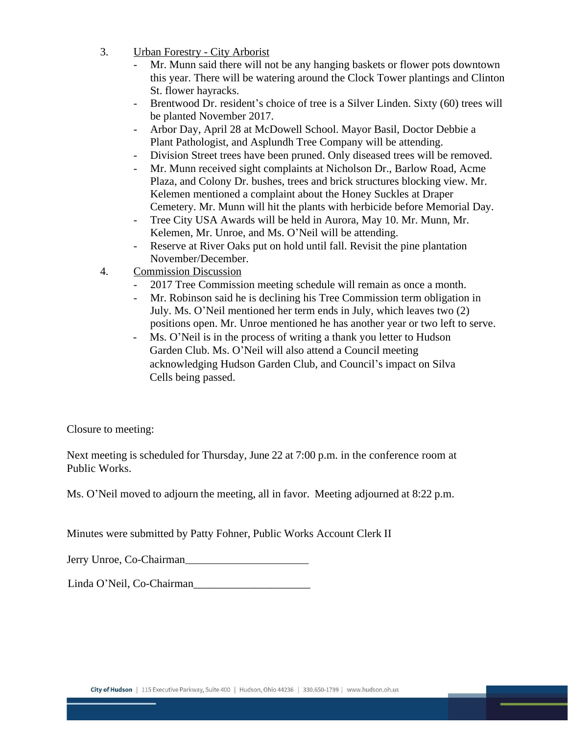3. Urban Forestry - City Arborist
   - Mr. Munn said there will not be any hanging baskets or flower pots downtown this year. There will be watering around the Clock Tower plantings and Clinton St. flower hayracks.
   - Brentwood Dr. resident's choice of tree is a Silver Linden. Sixty (60) trees will be planted November 2017.
   - Arbor Day, April 28 at McDowell School. Mayor Basil, Doctor Debbie a Plant Pathologist, and Asplundh Tree Company will be attending.
   - Division Street trees have been pruned. Only diseased trees will be removed.
   - Mr. Munn received sight complaints at Nicholson Dr., Barlow Road, Acme Plaza, and Colony Dr. bushes, trees and brick structures blocking view. Mr. Kelemen mentioned a complaint about the Honey Suckles at Draper Cemetery. Mr. Munn will hit the plants with herbicide before Memorial Day.
   - Tree City USA Awards will be held in Aurora, May 10. Mr. Munn, Mr. Kelemen, Mr. Unroe, and Ms. O'Neil will be attending.
   - Reserve at River Oaks put on hold until fall. Revisit the pine plantation November/December.
4. Commission Discussion
   - 2017 Tree Commission meeting schedule will remain as once a month.
   - Mr. Robinson said he is declining his Tree Commission term obligation in July. Ms. O'Neil mentioned her term ends in July, which leaves two (2) positions open. Mr. Unroe mentioned he has another year or two left to serve.
   - Ms. O'Neil is in the process of writing a thank you letter to Hudson Garden Club. Ms. O'Neil will also attend a Council meeting acknowledging Hudson Garden Club, and Council's impact on Silva Cells being passed.

Closure to meeting:

Next meeting is scheduled for Thursday, June 22 at 7:00 p.m. in the conference room at Public Works.

Ms. O'Neil moved to adjourn the meeting, all in favor. Meeting adjourned at 8:22 p.m.

Minutes were submitted by Patty Fohner, Public Works Account Clerk II

Jerry Unroe, Co-Chairman______________________

Linda O'Neil, Co-Chairman_____________________